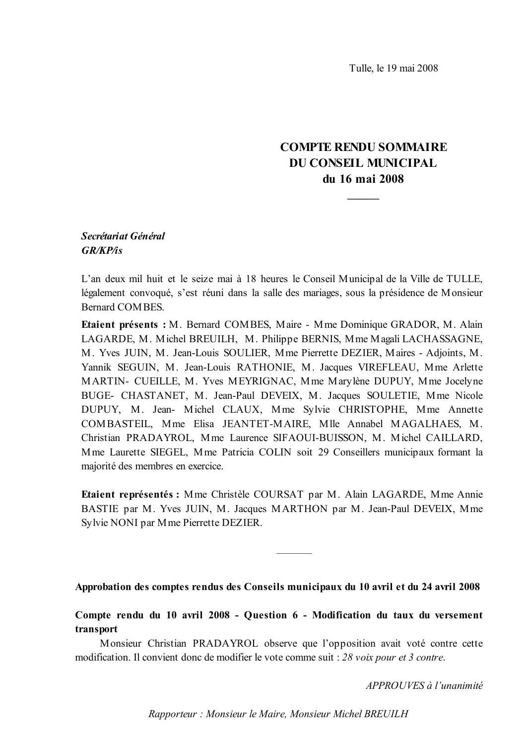Tulle, le 19 mai 2008

# COMPTE RENDU SOMMAIRE
# DU CONSEIL MUNICIPAL
# du 16 mai 2008

***Secrétariat Général***
***GR/KP/is***

L'an deux mil huit et le seize mai à 18 heures le Conseil Municipal de la Ville de TULLE, légalement convoqué, s'est réuni dans la salle des mariages, sous la présidence de Monsieur Bernard COMBES.

**Etaient présents :** M. Bernard COMBES, Maire - Mme Dominique GRADOR, M. Alain LAGARDE, M. Michel BREUILH, M. Philippe BERNIS, Mme Magali LACHASSAGNE, M. Yves JUIN, M. Jean-Louis SOULIER, Mme Pierrette DEZIER, Maires - Adjoints, M. Yannik SEGUIN, M. Jean-Louis RATHONIE, M. Jacques VIREFLEAU, Mme Arlette MARTIN- CUEILLE, M. Yves MEYRIGNAC, Mme Marylène DUPUY, Mme Jocelyne BUGE- CHASTANET, M. Jean-Paul DEVEIX, M. Jacques SOULETIE, Mme Nicole DUPUY, M. Jean- Michel CLAUX, Mme Sylvie CHRISTOPHE, Mme Annette COMBASTEIL, Mme Elisa JEANTET-MAIRE, Mlle Annabel MAGALHAES, M. Christian PRADAYROL, Mme Laurence SIFAOUI-BUISSON, M. Michel CAILLARD, Mme Laurette SIEGEL, Mme Patricia COLIN soit 29 Conseillers municipaux formant la majorité des membres en exercice.

**Etaient représentés :** Mme Christèle COURSAT par M. Alain LAGARDE, Mme Annie BASTIE par M. Yves JUIN, M. Jacques MARTHON par M. Jean-Paul DEVEIX, Mme Sylvie NONI par Mme Pierrette DEZIER.

---

**Approbation des comptes rendus des Conseils municipaux du 10 avril et du 24 avril 2008**

**Compte rendu du 10 avril 2008 - Question 6 - Modification du taux du versement transport**

Monsieur Christian PRADAYROL observe que l'opposition avait voté contre cette modification. Il convient donc de modifier le vote comme suit : *28 voix pour et 3 contre*.

*APPROUVES à l'unanimité*

*Rapporteur : Monsieur le Maire, Monsieur Michel BREUILH*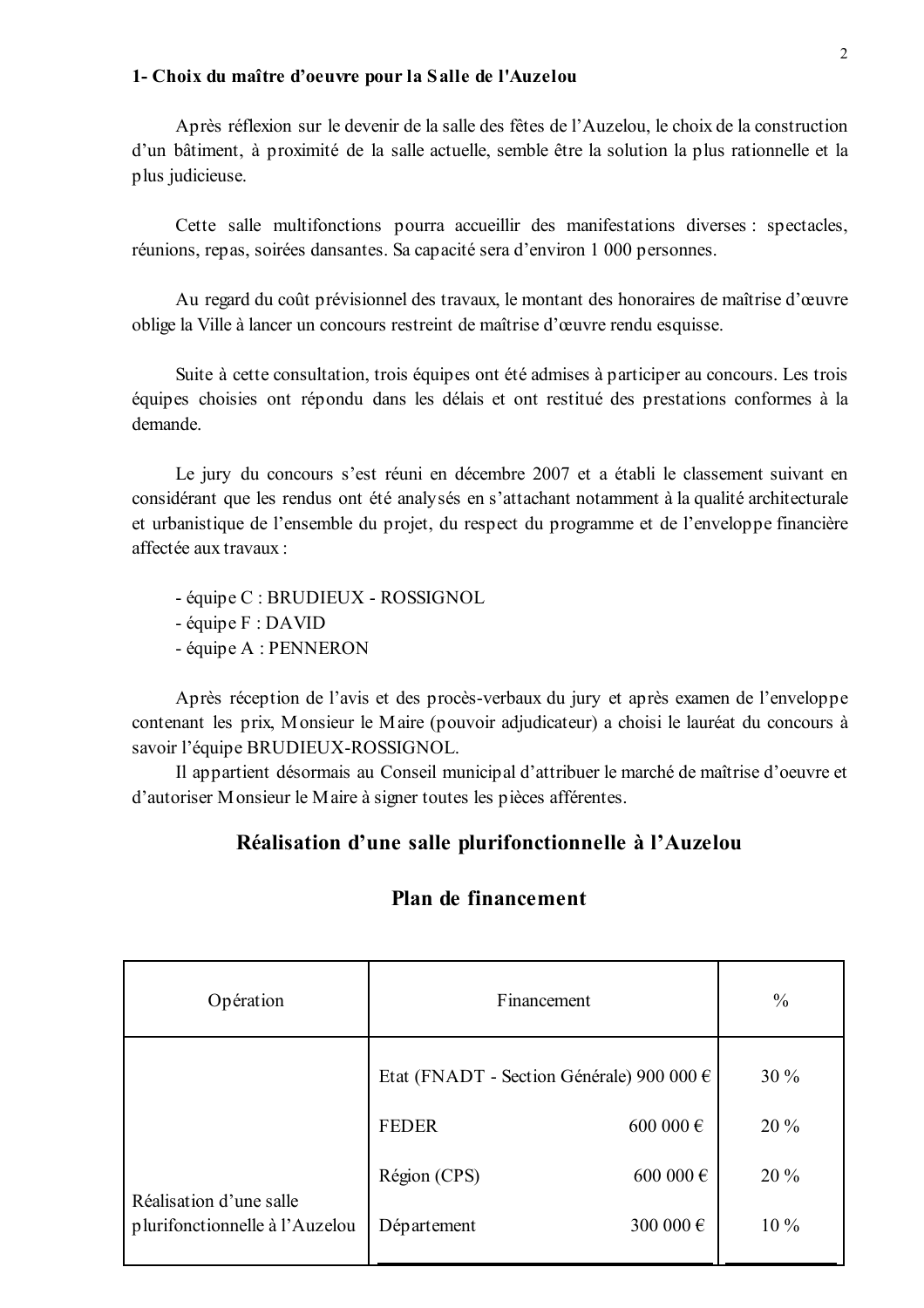**1- Choix du maître d'oeuvre pour la Salle de l'Auzelou**

Après réflexion sur le devenir de la salle des fêtes de l'Auzelou, le choix de la construction d'un bâtiment, à proximité de la salle actuelle, semble être la solution la plus rationnelle et la plus judicieuse.

Cette salle multifonctions pourra accueillir des manifestations diverses : spectacles, réunions, repas, soirées dansantes. Sa capacité sera d'environ 1 000 personnes.

Au regard du coût prévisionnel des travaux, le montant des honoraires de maîtrise d'œuvre oblige la Ville à lancer un concours restreint de maîtrise d'œuvre rendu esquisse.

Suite à cette consultation, trois équipes ont été admises à participer au concours. Les trois équipes choisies ont répondu dans les délais et ont restitué des prestations conformes à la demande.

Le jury du concours s'est réuni en décembre 2007 et a établi le classement suivant en considérant que les rendus ont été analysés en s'attachant notamment à la qualité architecturale et urbanistique de l'ensemble du projet, du respect du programme et de l'enveloppe financière affectée aux travaux :

- équipe C : BRUDIEUX - ROSSIGNOL
- équipe F : DAVID
- équipe A : PENNERON

Après réception de l'avis et des procès-verbaux du jury et après examen de l'enveloppe contenant les prix, Monsieur le Maire (pouvoir adjudicateur) a choisi le lauréat du concours à savoir l'équipe BRUDIEUX-ROSSIGNOL.

Il appartient désormais au Conseil municipal d'attribuer le marché de maîtrise d'oeuvre et d'autoriser Monsieur le Maire à signer toutes les pièces afférentes.

## Réalisation d'une salle plurifonctionnelle à l'Auzelou

## Plan de financement

| Opération | Financement | % |
|---|---|---|
| Réalisation d'une salle plurifonctionnelle à l'Auzelou | Etat (FNADT - Section Générale) 900 000 € | 30 % |
| | FEDER 600 000 € | 20 % |
| | Région (CPS) 600 000 € | 20 % |
| | Département 300 000 € | 10 % |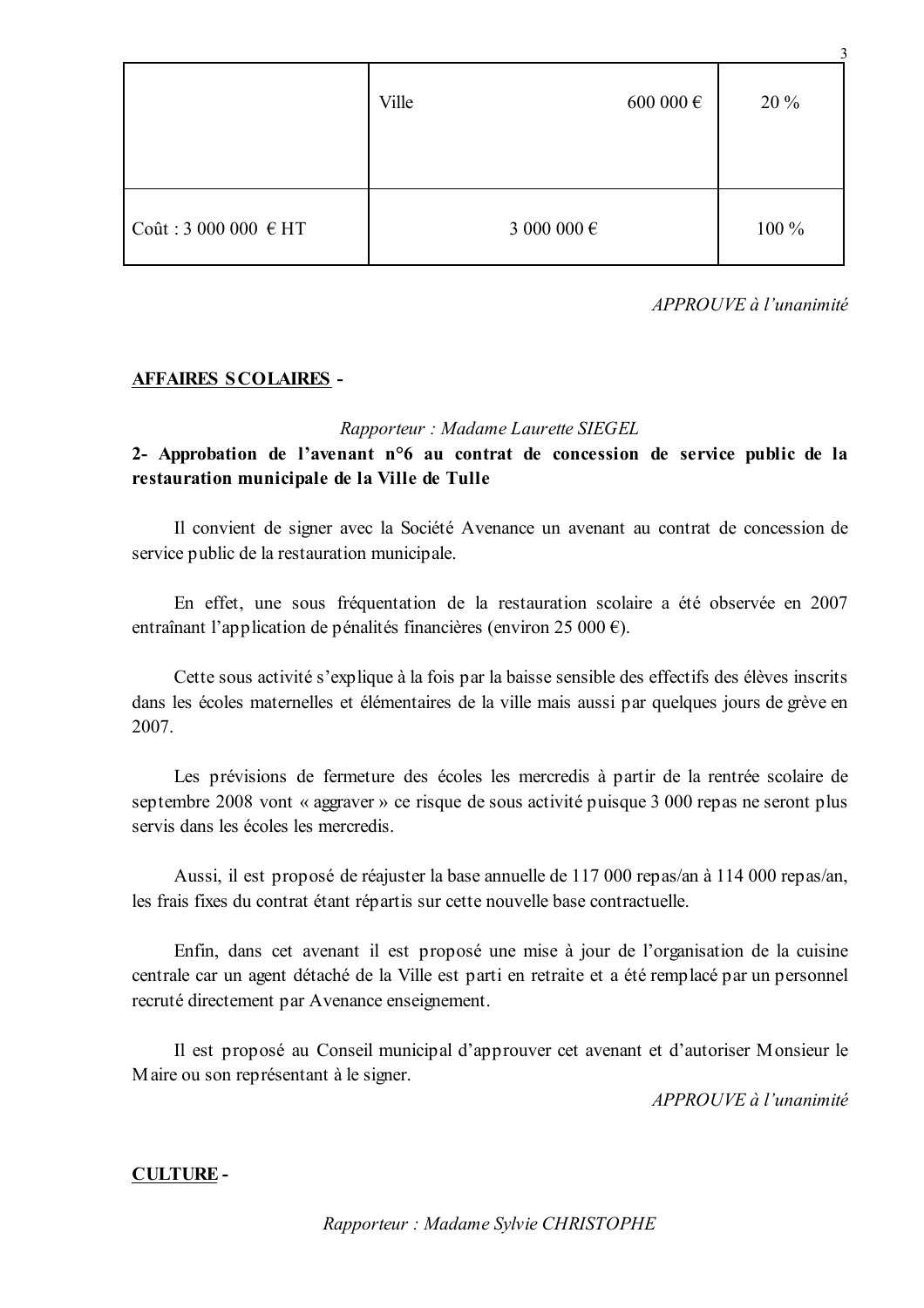| | | |
|---|---|---|
| | Ville 600 000 € | 20 % |
| Coût : 3 000 000 € HT | 3 000 000 € | 100 % |

*APPROUVE à l'unanimité*

**AFFAIRES SCOLAIRES -**

*Rapporteur : Madame Laurette SIEGEL*

**2- Approbation de l'avenant n°6 au contrat de concession de service public de la restauration municipale de la Ville de Tulle**

Il convient de signer avec la Société Avenance un avenant au contrat de concession de service public de la restauration municipale.

En effet, une sous fréquentation de la restauration scolaire a été observée en 2007 entraînant l'application de pénalités financières (environ 25 000 €).

Cette sous activité s'explique à la fois par la baisse sensible des effectifs des élèves inscrits dans les écoles maternelles et élémentaires de la ville mais aussi par quelques jours de grève en 2007.

Les prévisions de fermeture des écoles les mercredis à partir de la rentrée scolaire de septembre 2008 vont « aggraver » ce risque de sous activité puisque 3 000 repas ne seront plus servis dans les écoles les mercredis.

Aussi, il est proposé de réajuster la base annuelle de 117 000 repas/an à 114 000 repas/an, les frais fixes du contrat étant répartis sur cette nouvelle base contractuelle.

Enfin, dans cet avenant il est proposé une mise à jour de l'organisation de la cuisine centrale car un agent détaché de la Ville est parti en retraite et a été remplacé par un personnel recruté directement par Avenance enseignement.

Il est proposé au Conseil municipal d'approuver cet avenant et d'autoriser Monsieur le Maire ou son représentant à le signer.

*APPROUVE à l'unanimité*

**CULTURE -**

*Rapporteur : Madame Sylvie CHRISTOPHE*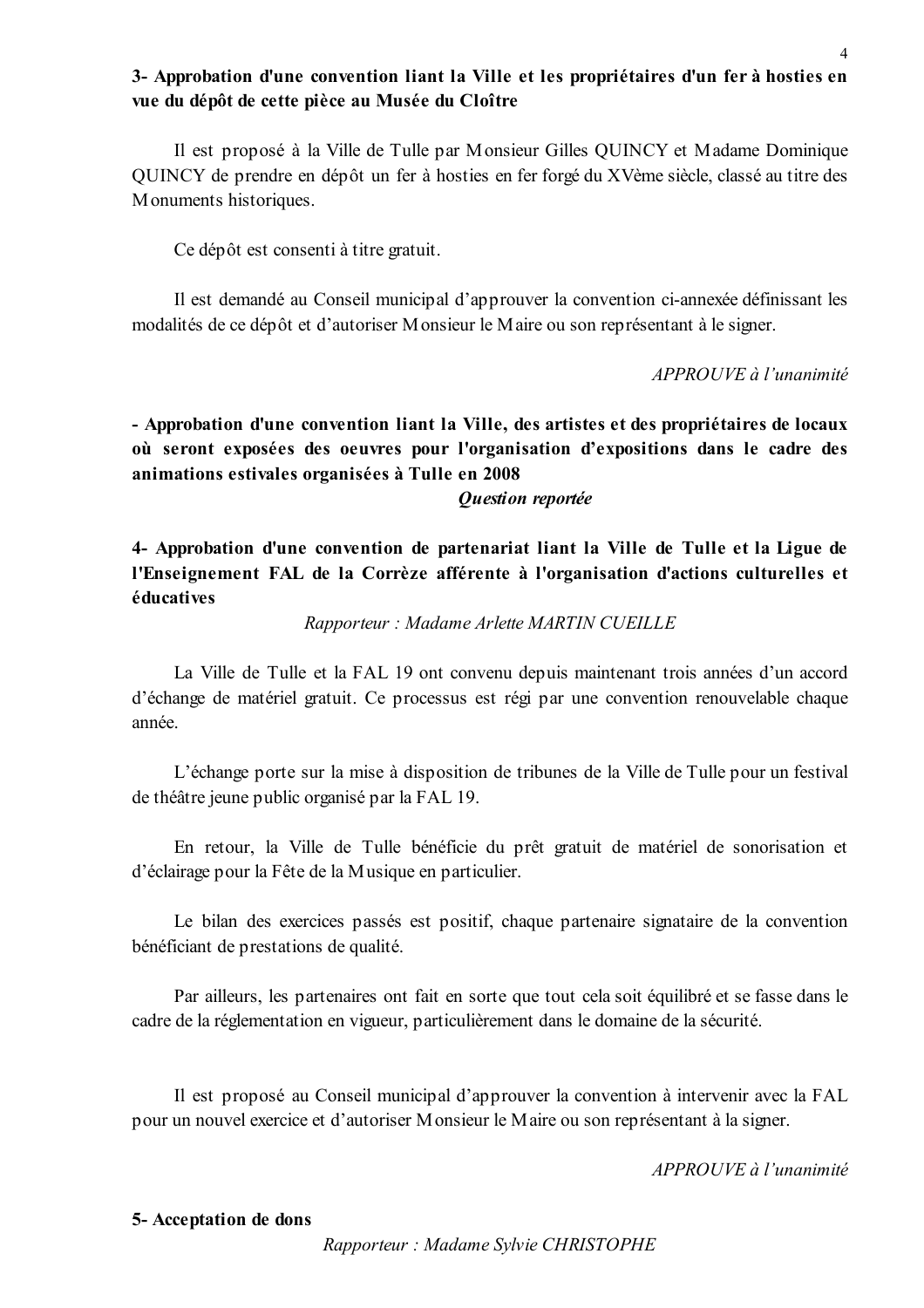**3- Approbation d'une convention liant la Ville et les propriétaires d'un fer à hosties en vue du dépôt de cette pièce au Musée du Cloître**

Il est proposé à la Ville de Tulle par Monsieur Gilles QUINCY et Madame Dominique QUINCY de prendre en dépôt un fer à hosties en fer forgé du XVème siècle, classé au titre des Monuments historiques.

Ce dépôt est consenti à titre gratuit.

Il est demandé au Conseil municipal d'approuver la convention ci-annexée définissant les modalités de ce dépôt et d'autoriser Monsieur le Maire ou son représentant à le signer.

*APPROUVE à l'unanimité*

**- Approbation d'une convention liant la Ville, des artistes et des propriétaires de locaux où seront exposées des oeuvres pour l'organisation d'expositions dans le cadre des animations estivales organisées à Tulle en 2008**

***Question reportée***

**4- Approbation d'une convention de partenariat liant la Ville de Tulle et la Ligue de l'Enseignement FAL de la Corrèze afférente à l'organisation d'actions culturelles et éducatives**

*Rapporteur : Madame Arlette MARTIN CUEILLE*

La Ville de Tulle et la FAL 19 ont convenu depuis maintenant trois années d'un accord d'échange de matériel gratuit. Ce processus est régi par une convention renouvelable chaque année.

L'échange porte sur la mise à disposition de tribunes de la Ville de Tulle pour un festival de théâtre jeune public organisé par la FAL 19.

En retour, la Ville de Tulle bénéficie du prêt gratuit de matériel de sonorisation et d'éclairage pour la Fête de la Musique en particulier.

Le bilan des exercices passés est positif, chaque partenaire signataire de la convention bénéficiant de prestations de qualité.

Par ailleurs, les partenaires ont fait en sorte que tout cela soit équilibré et se fasse dans le cadre de la réglementation en vigueur, particulièrement dans le domaine de la sécurité.

Il est proposé au Conseil municipal d'approuver la convention à intervenir avec la FAL pour un nouvel exercice et d'autoriser Monsieur le Maire ou son représentant à la signer.

*APPROUVE à l'unanimité*

**5- Acceptation de dons**

*Rapporteur : Madame Sylvie CHRISTOPHE*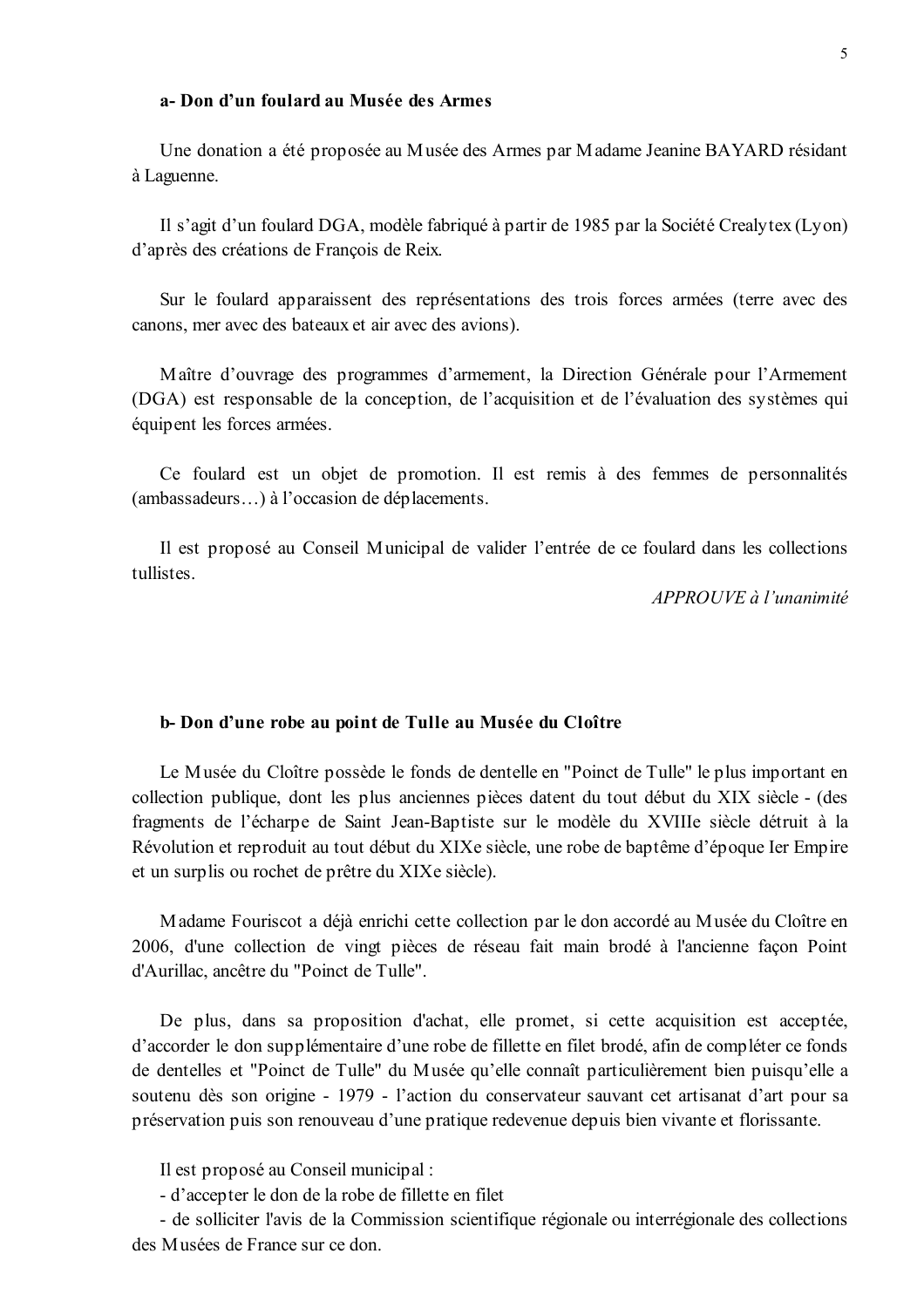**a- Don d'un foulard au Musée des Armes**

Une donation a été proposée au Musée des Armes par Madame Jeanine BAYARD résidant à Laguenne.

Il s'agit d'un foulard DGA, modèle fabriqué à partir de 1985 par la Société Crealytex (Lyon) d'après des créations de François de Reix.

Sur le foulard apparaissent des représentations des trois forces armées (terre avec des canons, mer avec des bateaux et air avec des avions).

Maître d'ouvrage des programmes d'armement, la Direction Générale pour l'Armement (DGA) est responsable de la conception, de l'acquisition et de l'évaluation des systèmes qui équipent les forces armées.

Ce foulard est un objet de promotion. Il est remis à des femmes de personnalités (ambassadeurs…) à l'occasion de déplacements.

Il est proposé au Conseil Municipal de valider l'entrée de ce foulard dans les collections tullistes.

*APPROUVE à l'unanimité*

**b- Don d'une robe au point de Tulle au Musée du Cloître**

Le Musée du Cloître possède le fonds de dentelle en "Poinct de Tulle" le plus important en collection publique, dont les plus anciennes pièces datent du tout début du XIX siècle - (des fragments de l'écharpe de Saint Jean-Baptiste sur le modèle du XVIIIe siècle détruit à la Révolution et reproduit au tout début du XIXe siècle, une robe de baptême d'époque Ier Empire et un surplis ou rochet de prêtre du XIXe siècle).

Madame Fouriscot a déjà enrichi cette collection par le don accordé au Musée du Cloître en 2006, d'une collection de vingt pièces de réseau fait main brodé à l'ancienne façon Point d'Aurillac, ancêtre du "Poinct de Tulle".

De plus, dans sa proposition d'achat, elle promet, si cette acquisition est acceptée, d'accorder le don supplémentaire d'une robe de fillette en filet brodé, afin de compléter ce fonds de dentelles et "Poinct de Tulle" du Musée qu'elle connaît particulièrement bien puisqu'elle a soutenu dès son origine - 1979 - l'action du conservateur sauvant cet artisanat d'art pour sa préservation puis son renouveau d'une pratique redevenue depuis bien vivante et florissante.

Il est proposé au Conseil municipal :
- d'accepter le don de la robe de fillette en filet
- de solliciter l'avis de la Commission scientifique régionale ou interrégionale des collections des Musées de France sur ce don.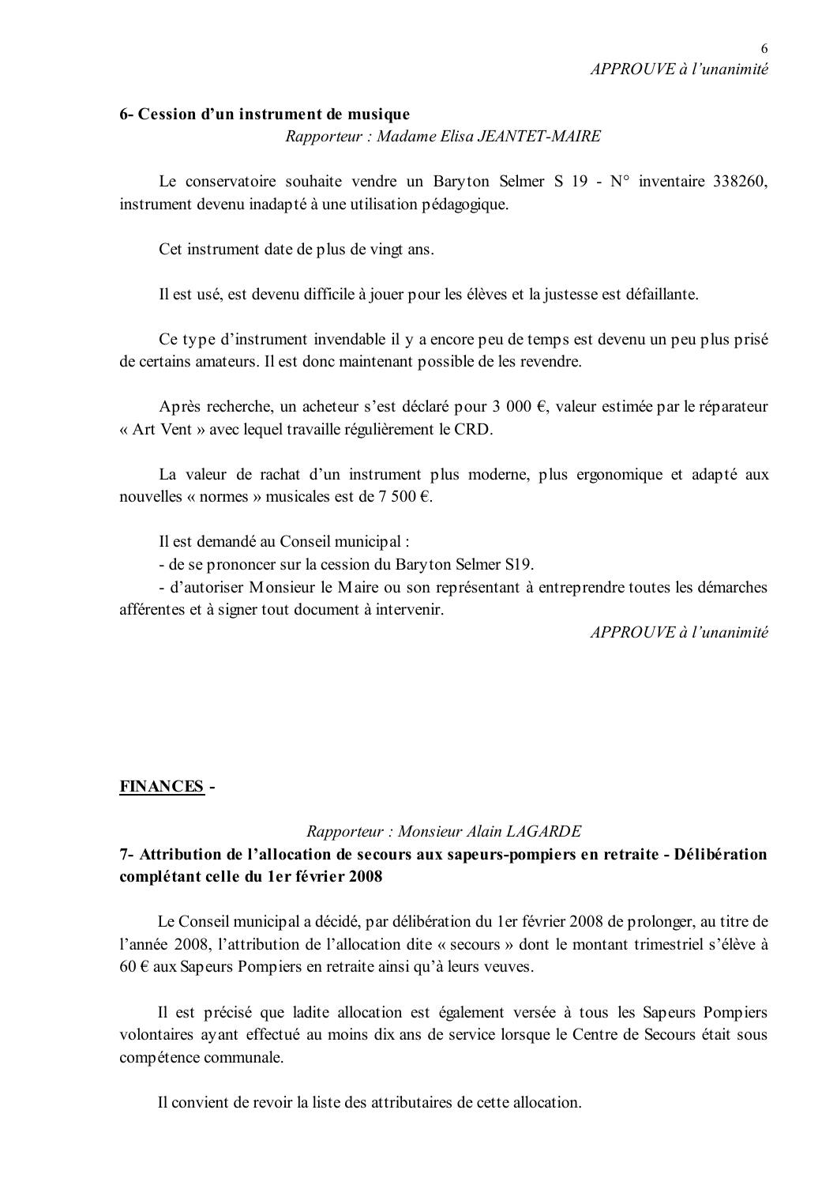*APPROUVE à l'unanimité*

**6- Cession d'un instrument de musique**

*Rapporteur : Madame Elisa JEANTET-MAIRE*

Le conservatoire souhaite vendre un Baryton Selmer S 19 - N° inventaire 338260, instrument devenu inadapté à une utilisation pédagogique.

Cet instrument date de plus de vingt ans.

Il est usé, est devenu difficile à jouer pour les élèves et la justesse est défaillante.

Ce type d'instrument invendable il y a encore peu de temps est devenu un peu plus prisé de certains amateurs. Il est donc maintenant possible de les revendre.

Après recherche, un acheteur s'est déclaré pour 3 000 €, valeur estimée par le réparateur « Art Vent » avec lequel travaille régulièrement le CRD.

La valeur de rachat d'un instrument plus moderne, plus ergonomique et adapté aux nouvelles « normes » musicales est de 7 500 €.

Il est demandé au Conseil municipal :

- de se prononcer sur la cession du Baryton Selmer S19.
- d'autoriser Monsieur le Maire ou son représentant à entreprendre toutes les démarches afférentes et à signer tout document à intervenir.

*APPROUVE à l'unanimité*

## FINANCES -

*Rapporteur : Monsieur Alain LAGARDE*

**7- Attribution de l'allocation de secours aux sapeurs-pompiers en retraite - Délibération complétant celle du 1er février 2008**

Le Conseil municipal a décidé, par délibération du 1er février 2008 de prolonger, au titre de l'année 2008, l'attribution de l'allocation dite « secours » dont le montant trimestriel s'élève à 60 € aux Sapeurs Pompiers en retraite ainsi qu'à leurs veuves.

Il est précisé que ladite allocation est également versée à tous les Sapeurs Pompiers volontaires ayant effectué au moins dix ans de service lorsque le Centre de Secours était sous compétence communale.

Il convient de revoir la liste des attributaires de cette allocation.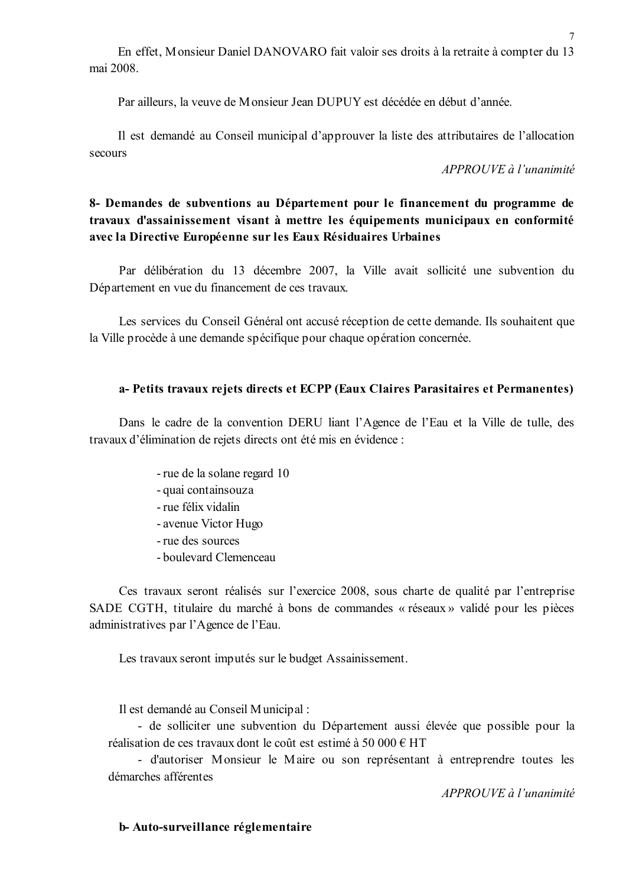En effet, Monsieur Daniel DANOVARO fait valoir ses droits à la retraite à compter du 13 mai 2008.

Par ailleurs, la veuve de Monsieur Jean DUPUY est décédée en début d'année.

Il est demandé au Conseil municipal d'approuver la liste des attributaires de l'allocation secours

*APPROUVE à l'unanimité*

**8- Demandes de subventions au Département pour le financement du programme de travaux d'assainissement visant à mettre les équipements municipaux en conformité avec la Directive Européenne sur les Eaux Résiduaires Urbaines**

Par délibération du 13 décembre 2007, la Ville avait sollicité une subvention du Département en vue du financement de ces travaux.

Les services du Conseil Général ont accusé réception de cette demande. Ils souhaitent que la Ville procède à une demande spécifique pour chaque opération concernée.

**a- Petits travaux rejets directs et ECPP (Eaux Claires Parasitaires et Permanentes)**

Dans le cadre de la convention DERU liant l'Agence de l'Eau et la Ville de tulle, des travaux d'élimination de rejets directs ont été mis en évidence :

- rue de la solane regard 10
- quai containsouza
- rue félix vidalin
- avenue Victor Hugo
- rue des sources
- boulevard Clemenceau

Ces travaux seront réalisés sur l'exercice 2008, sous charte de qualité par l'entreprise SADE CGTH, titulaire du marché à bons de commandes « réseaux » validé pour les pièces administratives par l'Agence de l'Eau.

Les travaux seront imputés sur le budget Assainissement.

Il est demandé au Conseil Municipal :

- de solliciter une subvention du Département aussi élevée que possible pour la réalisation de ces travaux dont le coût est estimé à 50 000 € HT
- d'autoriser Monsieur le Maire ou son représentant à entreprendre toutes les démarches afférentes

*APPROUVE à l'unanimité*

**b- Auto-surveillance réglementaire**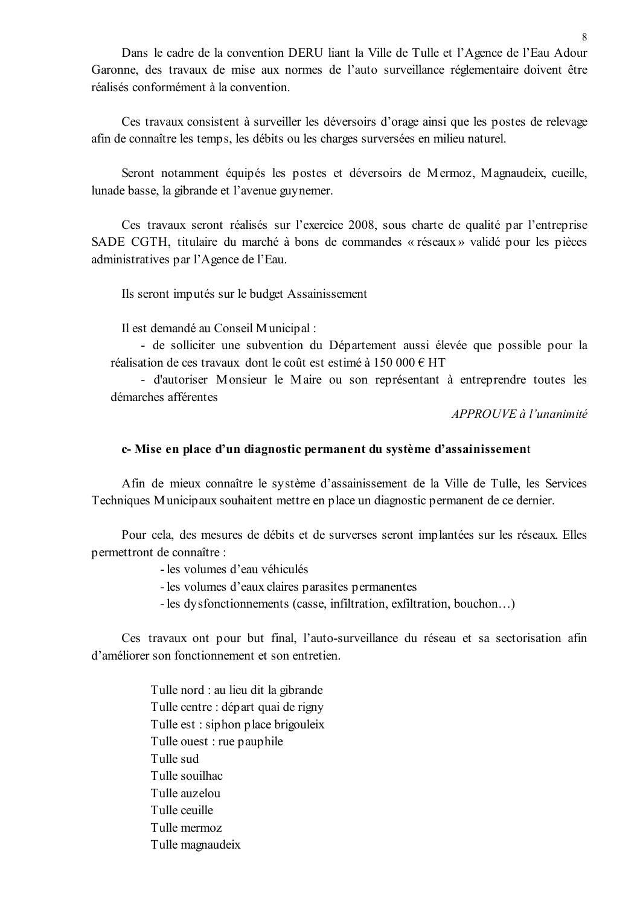Dans le cadre de la convention DERU liant la Ville de Tulle et l'Agence de l'Eau Adour Garonne, des travaux de mise aux normes de l'auto surveillance réglementaire doivent être réalisés conformément à la convention.

Ces travaux consistent à surveiller les déversoirs d'orage ainsi que les postes de relevage afin de connaître les temps, les débits ou les charges surversées en milieu naturel.

Seront notamment équipés les postes et déversoirs de Mermoz, Magnaudeix, cueille, lunade basse, la gibrande et l'avenue guynemer.

Ces travaux seront réalisés sur l'exercice 2008, sous charte de qualité par l'entreprise SADE CGTH, titulaire du marché à bons de commandes « réseaux » validé pour les pièces administratives par l'Agence de l'Eau.

Ils seront imputés sur le budget Assainissement

Il est demandé au Conseil Municipal :

- de solliciter une subvention du Département aussi élevée que possible pour la réalisation de ces travaux dont le coût est estimé à 150 000 € HT
- d'autoriser Monsieur le Maire ou son représentant à entreprendre toutes les démarches afférentes

*APPROUVE à l'unanimité*

**c- Mise en place d'un diagnostic permanent du système d'assainissement**

Afin de mieux connaître le système d'assainissement de la Ville de Tulle, les Services Techniques Municipaux souhaitent mettre en place un diagnostic permanent de ce dernier.

Pour cela, des mesures de débits et de surverses seront implantées sur les réseaux. Elles permettront de connaître :

- les volumes d'eau véhiculés
- les volumes d'eaux claires parasites permanentes
- les dysfonctionnements (casse, infiltration, exfiltration, bouchon…)

Ces travaux ont pour but final, l'auto-surveillance du réseau et sa sectorisation afin d'améliorer son fonctionnement et son entretien.

Tulle nord : au lieu dit la gibrande
Tulle centre : départ quai de rigny
Tulle est : siphon place brigouleix
Tulle ouest : rue pauphile
Tulle sud
Tulle souilhac
Tulle auzelou
Tulle ceuille
Tulle mermoz
Tulle magnaudeix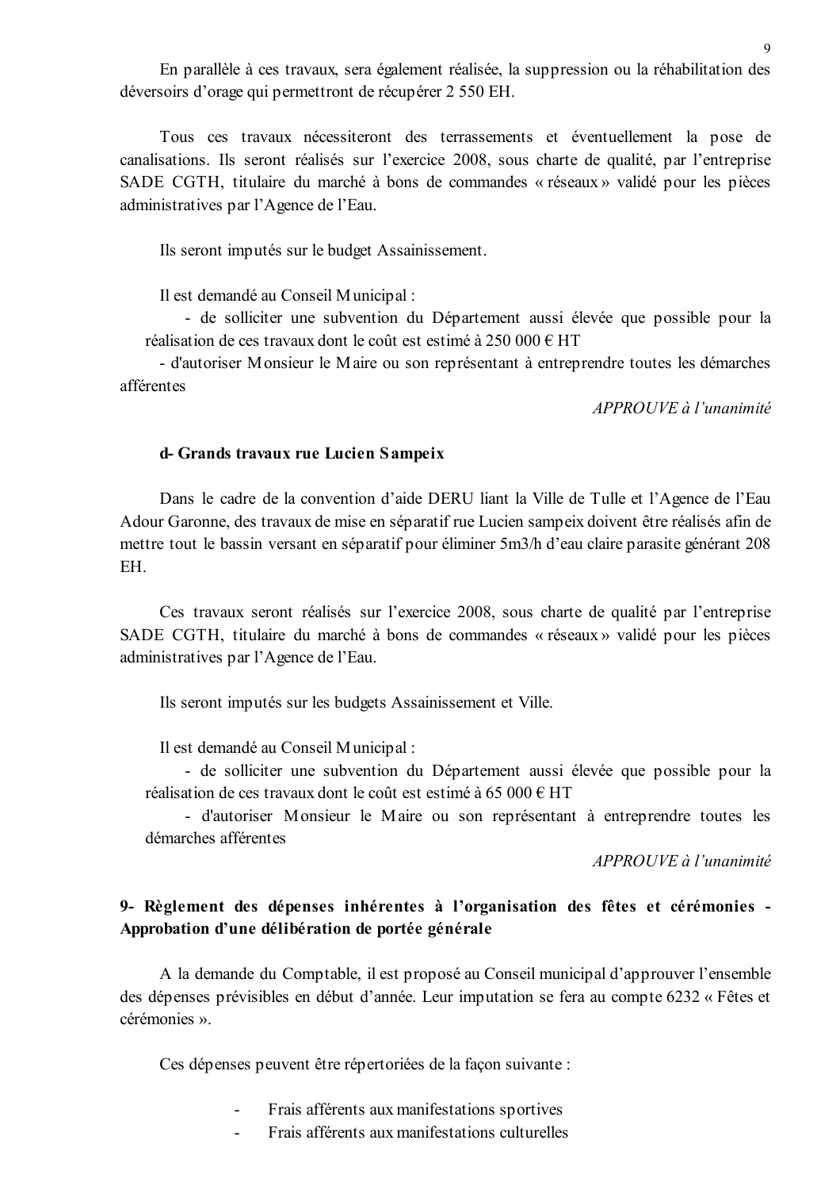En parallèle à ces travaux, sera également réalisée, la suppression ou la réhabilitation des déversoirs d'orage qui permettront de récupérer 2 550 EH.

Tous ces travaux nécessiteront des terrassements et éventuellement la pose de canalisations. Ils seront réalisés sur l'exercice 2008, sous charte de qualité, par l'entreprise SADE CGTH, titulaire du marché à bons de commandes « réseaux » validé pour les pièces administratives par l'Agence de l'Eau.

Ils seront imputés sur le budget Assainissement.

Il est demandé au Conseil Municipal :

- de solliciter une subvention du Département aussi élevée que possible pour la réalisation de ces travaux dont le coût est estimé à 250 000 € HT
- d'autoriser Monsieur le Maire ou son représentant à entreprendre toutes les démarches afférentes

*APPROUVE à l'unanimité*

**d- Grands travaux rue Lucien Sampeix**

Dans le cadre de la convention d'aide DERU liant la Ville de Tulle et l'Agence de l'Eau Adour Garonne, des travaux de mise en séparatif rue Lucien sampeix doivent être réalisés afin de mettre tout le bassin versant en séparatif pour éliminer 5m3/h d'eau claire parasite générant 208 EH.

Ces travaux seront réalisés sur l'exercice 2008, sous charte de qualité par l'entreprise SADE CGTH, titulaire du marché à bons de commandes « réseaux » validé pour les pièces administratives par l'Agence de l'Eau.

Ils seront imputés sur les budgets Assainissement et Ville.

Il est demandé au Conseil Municipal :

- de solliciter une subvention du Département aussi élevée que possible pour la réalisation de ces travaux dont le coût est estimé à 65 000 € HT
- d'autoriser Monsieur le Maire ou son représentant à entreprendre toutes les démarches afférentes

*APPROUVE à l'unanimité*

## 9- Règlement des dépenses inhérentes à l'organisation des fêtes et cérémonies - Approbation d'une délibération de portée générale

A la demande du Comptable, il est proposé au Conseil municipal d'approuver l'ensemble des dépenses prévisibles en début d'année. Leur imputation se fera au compte 6232 « Fêtes et cérémonies ».

Ces dépenses peuvent être répertoriées de la façon suivante :

- Frais afférents aux manifestations sportives
- Frais afférents aux manifestations culturelles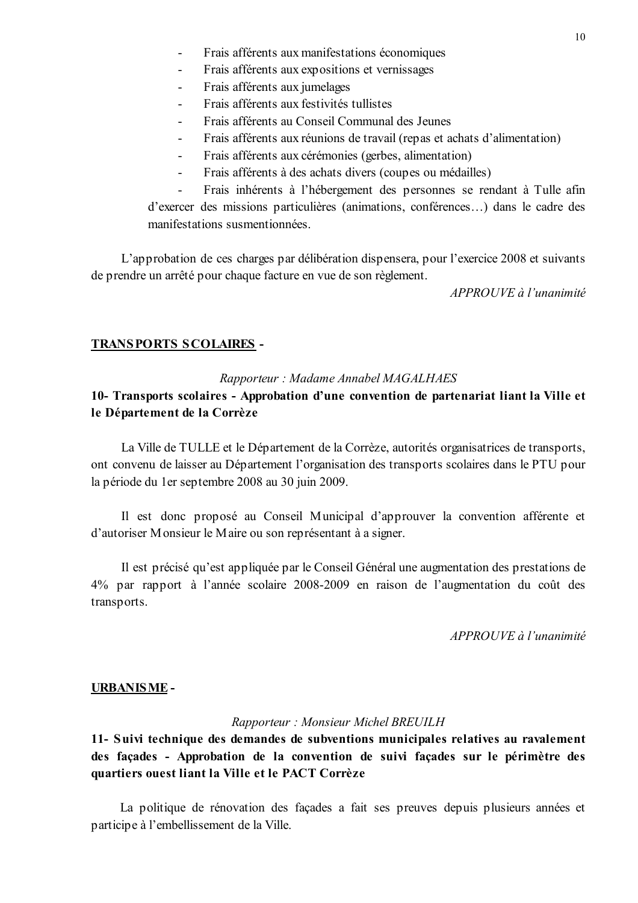- Frais afférents aux manifestations économiques
- Frais afférents aux expositions et vernissages
- Frais afférents aux jumelages
- Frais afférents aux festivités tullistes
- Frais afférents au Conseil Communal des Jeunes
- Frais afférents aux réunions de travail (repas et achats d'alimentation)
- Frais afférents aux cérémonies (gerbes, alimentation)
- Frais afférents à des achats divers (coupes ou médailles)
- Frais inhérents à l'hébergement des personnes se rendant à Tulle afin d'exercer des missions particulières (animations, conférences…) dans le cadre des manifestations susmentionnées.

L'approbation de ces charges par délibération dispensera, pour l'exercice 2008 et suivants de prendre un arrêté pour chaque facture en vue de son règlement.

*APPROUVE à l'unanimité*

**TRANSPORTS SCOLAIRES -**

*Rapporteur : Madame Annabel MAGALHAES*

**10- Transports scolaires - Approbation d'une convention de partenariat liant la Ville et le Département de la Corrèze**

La Ville de TULLE et le Département de la Corrèze, autorités organisatrices de transports, ont convenu de laisser au Département l'organisation des transports scolaires dans le PTU pour la période du 1er septembre 2008 au 30 juin 2009.

Il est donc proposé au Conseil Municipal d'approuver la convention afférente et d'autoriser Monsieur le Maire ou son représentant à a signer.

Il est précisé qu'est appliquée par le Conseil Général une augmentation des prestations de 4% par rapport à l'année scolaire 2008-2009 en raison de l'augmentation du coût des transports.

*APPROUVE à l'unanimité*

**URBANISME -**

*Rapporteur : Monsieur Michel BREUILH*

**11- Suivi technique des demandes de subventions municipales relatives au ravalement des façades - Approbation de la convention de suivi façades sur le périmètre des quartiers ouest liant la Ville et le PACT Corrèze**

La politique de rénovation des façades a fait ses preuves depuis plusieurs années et participe à l'embellissement de la Ville.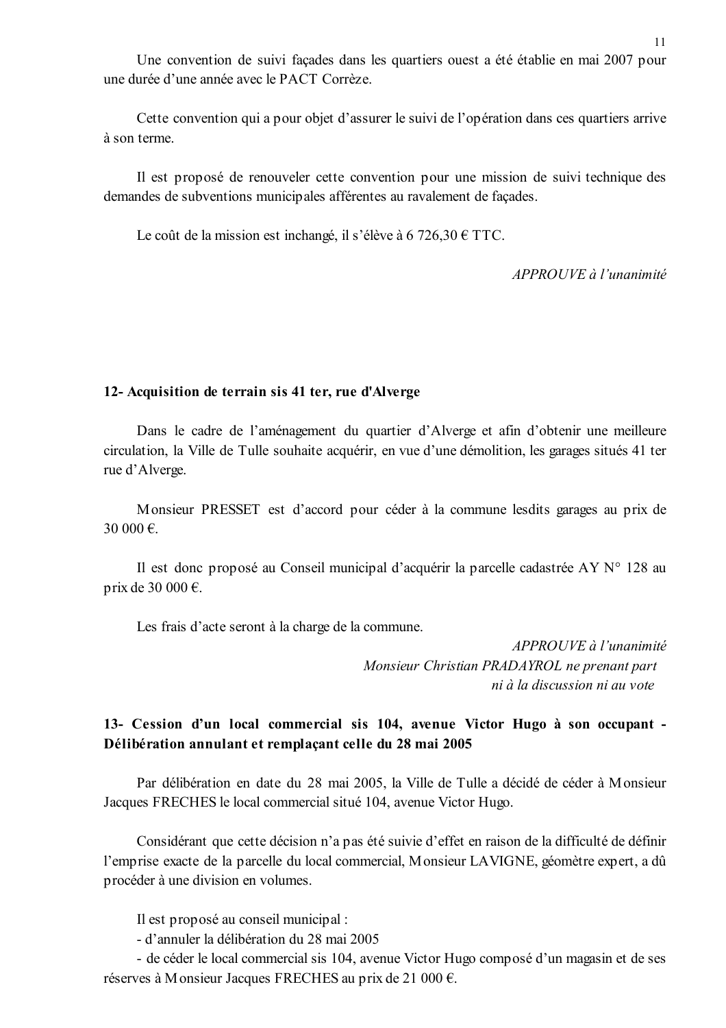Une convention de suivi façades dans les quartiers ouest a été établie en mai 2007 pour une durée d'une année avec le PACT Corrèze.

Cette convention qui a pour objet d'assurer le suivi de l'opération dans ces quartiers arrive à son terme.

Il est proposé de renouveler cette convention pour une mission de suivi technique des demandes de subventions municipales afférentes au ravalement de façades.

Le coût de la mission est inchangé, il s'élève à 6 726,30 € TTC.

*APPROUVE à l'unanimité*

**12- Acquisition de terrain sis 41 ter, rue d'Alverge**

Dans le cadre de l'aménagement du quartier d'Alverge et afin d'obtenir une meilleure circulation, la Ville de Tulle souhaite acquérir, en vue d'une démolition, les garages situés 41 ter rue d'Alverge.

Monsieur PRESSET est d'accord pour céder à la commune lesdits garages au prix de 30 000 €.

Il est donc proposé au Conseil municipal d'acquérir la parcelle cadastrée AY N° 128 au prix de 30 000 €.

Les frais d'acte seront à la charge de la commune.

*APPROUVE à l'unanimité*
*Monsieur Christian PRADAYROL ne prenant part ni à la discussion ni au vote*

**13- Cession d'un local commercial sis 104, avenue Victor Hugo à son occupant - Délibération annulant et remplaçant celle du 28 mai 2005**

Par délibération en date du 28 mai 2005, la Ville de Tulle a décidé de céder à Monsieur Jacques FRECHES le local commercial situé 104, avenue Victor Hugo.

Considérant que cette décision n'a pas été suivie d'effet en raison de la difficulté de définir l'emprise exacte de la parcelle du local commercial, Monsieur LAVIGNE, géomètre expert, a dû procéder à une division en volumes.

Il est proposé au conseil municipal :
- d'annuler la délibération du 28 mai 2005
- de céder le local commercial sis 104, avenue Victor Hugo composé d'un magasin et de ses réserves à Monsieur Jacques FRECHES au prix de 21 000 €.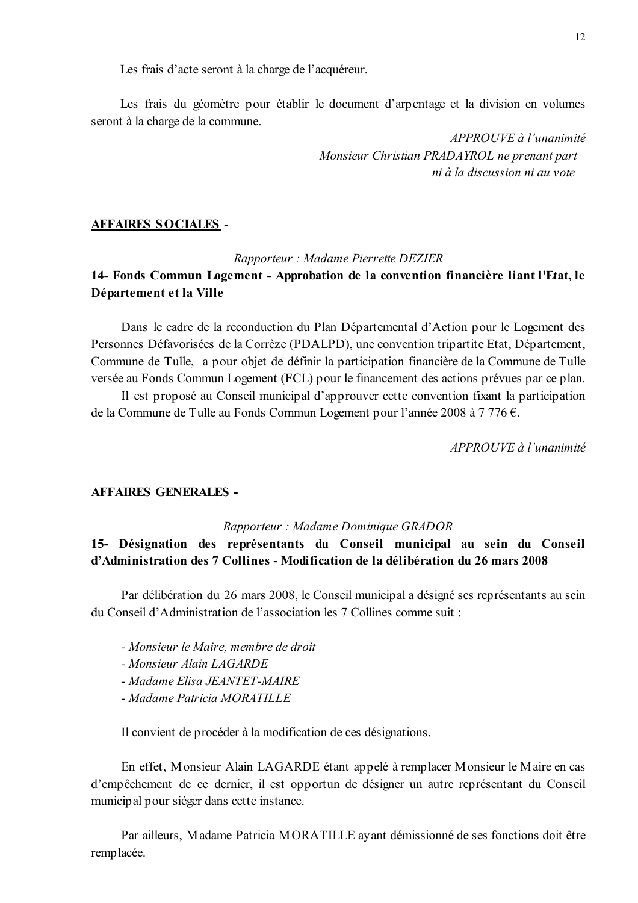Les frais d'acte seront à la charge de l'acquéreur.

Les frais du géomètre pour établir le document d'arpentage et la division en volumes seront à la charge de la commune.

*APPROUVE à l'unanimité*
*Monsieur Christian PRADAYROL ne prenant part ni à la discussion ni au vote*

**AFFAIRES SOCIALES -**

*Rapporteur : Madame Pierrette DEZIER*

**14- Fonds Commun Logement - Approbation de la convention financière liant l'Etat, le Département et la Ville**

Dans le cadre de la reconduction du Plan Départemental d'Action pour le Logement des Personnes Défavorisées de la Corrèze (PDALPD), une convention tripartite Etat, Département, Commune de Tulle, a pour objet de définir la participation financière de la Commune de Tulle versée au Fonds Commun Logement (FCL) pour le financement des actions prévues par ce plan.

Il est proposé au Conseil municipal d'approuver cette convention fixant la participation de la Commune de Tulle au Fonds Commun Logement pour l'année 2008 à 7 776 €.

*APPROUVE à l'unanimité*

**AFFAIRES GENERALES -**

*Rapporteur : Madame Dominique GRADOR*

**15- Désignation des représentants du Conseil municipal au sein du Conseil d'Administration des 7 Collines - Modification de la délibération du 26 mars 2008**

Par délibération du 26 mars 2008, le Conseil municipal a désigné ses représentants au sein du Conseil d'Administration de l'association les 7 Collines comme suit :

- *Monsieur le Maire, membre de droit*
- *Monsieur Alain LAGARDE*
- *Madame Elisa JEANTET-MAIRE*
- *Madame Patricia MORATILLE*

Il convient de procéder à la modification de ces désignations.

En effet, Monsieur Alain LAGARDE étant appelé à remplacer Monsieur le Maire en cas d'empêchement de ce dernier, il est opportun de désigner un autre représentant du Conseil municipal pour siéger dans cette instance.

Par ailleurs, Madame Patricia MORATILLE ayant démissionné de ses fonctions doit être remplacée.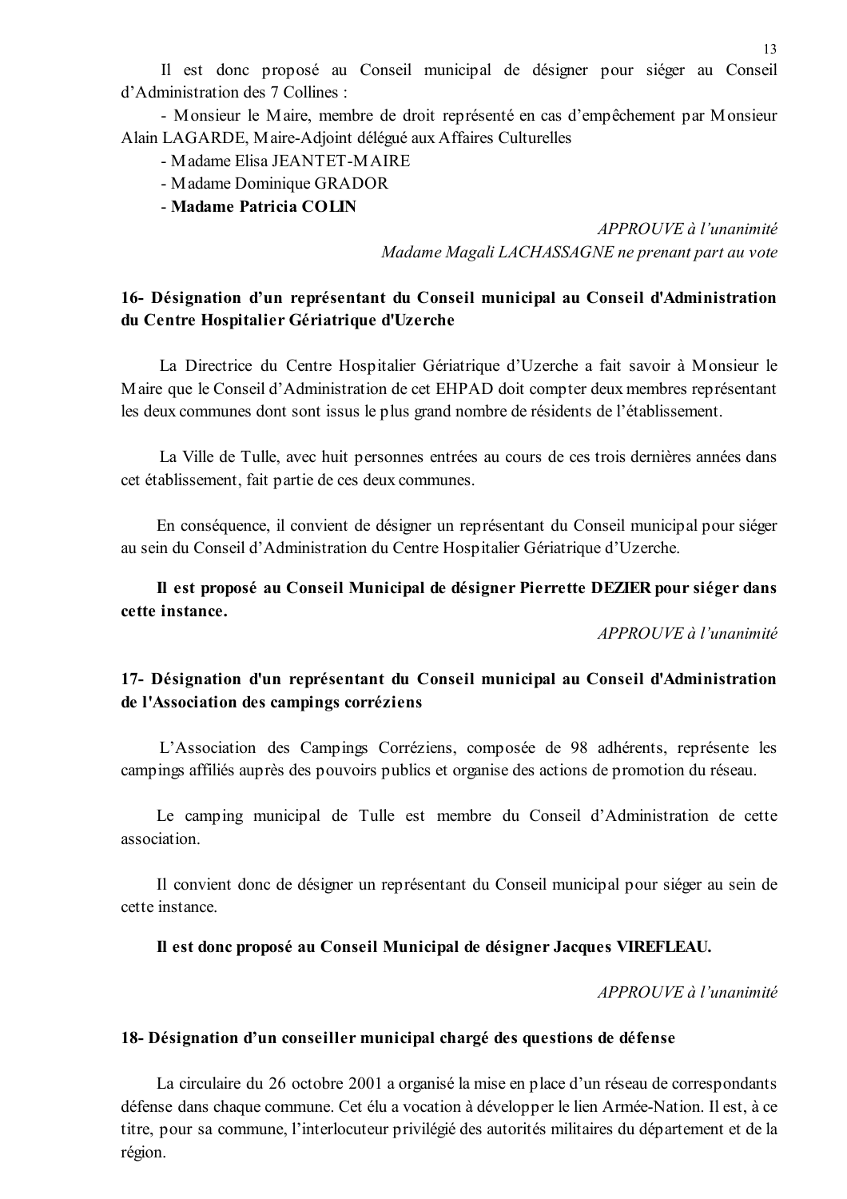Il est donc proposé au Conseil municipal de désigner pour siéger au Conseil d'Administration des 7 Collines :

- Monsieur le Maire, membre de droit représenté en cas d'empêchement par Monsieur Alain LAGARDE, Maire-Adjoint délégué aux Affaires Culturelles
- Madame Elisa JEANTET-MAIRE
- Madame Dominique GRADOR
- **Madame Patricia COLIN**

*APPROUVE à l'unanimité*
*Madame Magali LACHASSAGNE ne prenant part au vote*

### 16- Désignation d'un représentant du Conseil municipal au Conseil d'Administration du Centre Hospitalier Gériatrique d'Uzerche

La Directrice du Centre Hospitalier Gériatrique d'Uzerche a fait savoir à Monsieur le Maire que le Conseil d'Administration de cet EHPAD doit compter deux membres représentant les deux communes dont sont issus le plus grand nombre de résidents de l'établissement.

La Ville de Tulle, avec huit personnes entrées au cours de ces trois dernières années dans cet établissement, fait partie de ces deux communes.

En conséquence, il convient de désigner un représentant du Conseil municipal pour siéger au sein du Conseil d'Administration du Centre Hospitalier Gériatrique d'Uzerche.

**Il est proposé au Conseil Municipal de désigner Pierrette DEZIER pour siéger dans cette instance.**

*APPROUVE à l'unanimité*

### 17- Désignation d'un représentant du Conseil municipal au Conseil d'Administration de l'Association des campings corréziens

L'Association des Campings Corréziens, composée de 98 adhérents, représente les campings affiliés auprès des pouvoirs publics et organise des actions de promotion du réseau.

Le camping municipal de Tulle est membre du Conseil d'Administration de cette association.

Il convient donc de désigner un représentant du Conseil municipal pour siéger au sein de cette instance.

**Il est donc proposé au Conseil Municipal de désigner Jacques VIREFLEAU.**

*APPROUVE à l'unanimité*

### 18- Désignation d'un conseiller municipal chargé des questions de défense

La circulaire du 26 octobre 2001 a organisé la mise en place d'un réseau de correspondants défense dans chaque commune. Cet élu a vocation à développer le lien Armée-Nation. Il est, à ce titre, pour sa commune, l'interlocuteur privilégié des autorités militaires du département et de la région.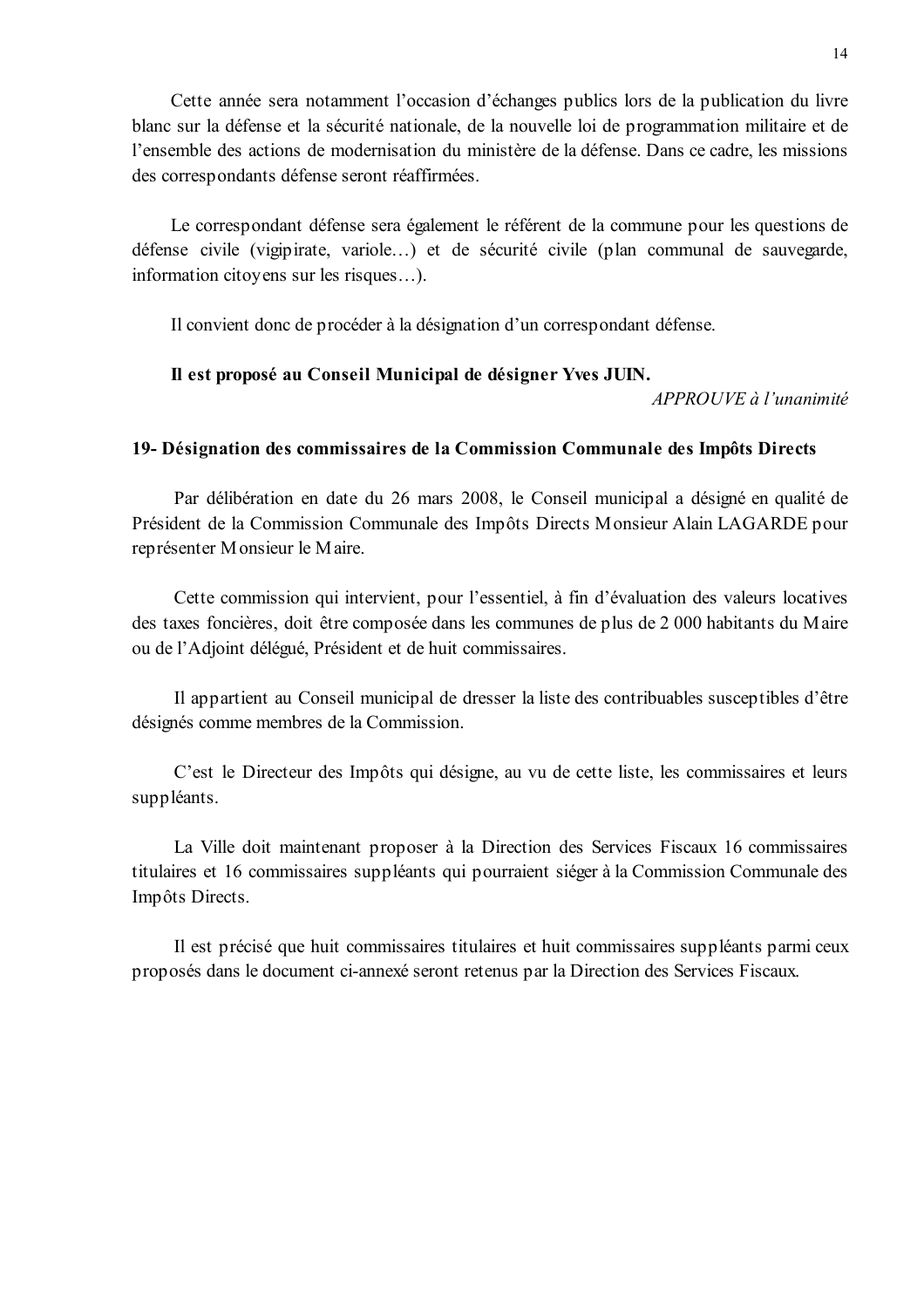Cette année sera notamment l'occasion d'échanges publics lors de la publication du livre blanc sur la défense et la sécurité nationale, de la nouvelle loi de programmation militaire et de l'ensemble des actions de modernisation du ministère de la défense. Dans ce cadre, les missions des correspondants défense seront réaffirmées.

Le correspondant défense sera également le référent de la commune pour les questions de défense civile (vigipirate, variole…) et de sécurité civile (plan communal de sauvegarde, information citoyens sur les risques…).

Il convient donc de procéder à la désignation d'un correspondant défense.

**Il est proposé au Conseil Municipal de désigner Yves JUIN.**

*APPROUVE à l'unanimité*

## 19- Désignation des commissaires de la Commission Communale des Impôts Directs

Par délibération en date du 26 mars 2008, le Conseil municipal a désigné en qualité de Président de la Commission Communale des Impôts Directs Monsieur Alain LAGARDE pour représenter Monsieur le Maire.

Cette commission qui intervient, pour l'essentiel, à fin d'évaluation des valeurs locatives des taxes foncières, doit être composée dans les communes de plus de 2 000 habitants du Maire ou de l'Adjoint délégué, Président et de huit commissaires.

Il appartient au Conseil municipal de dresser la liste des contribuables susceptibles d'être désignés comme membres de la Commission.

C'est le Directeur des Impôts qui désigne, au vu de cette liste, les commissaires et leurs suppléants.

La Ville doit maintenant proposer à la Direction des Services Fiscaux 16 commissaires titulaires et 16 commissaires suppléants qui pourraient siéger à la Commission Communale des Impôts Directs.

Il est précisé que huit commissaires titulaires et huit commissaires suppléants parmi ceux proposés dans le document ci-annexé seront retenus par la Direction des Services Fiscaux.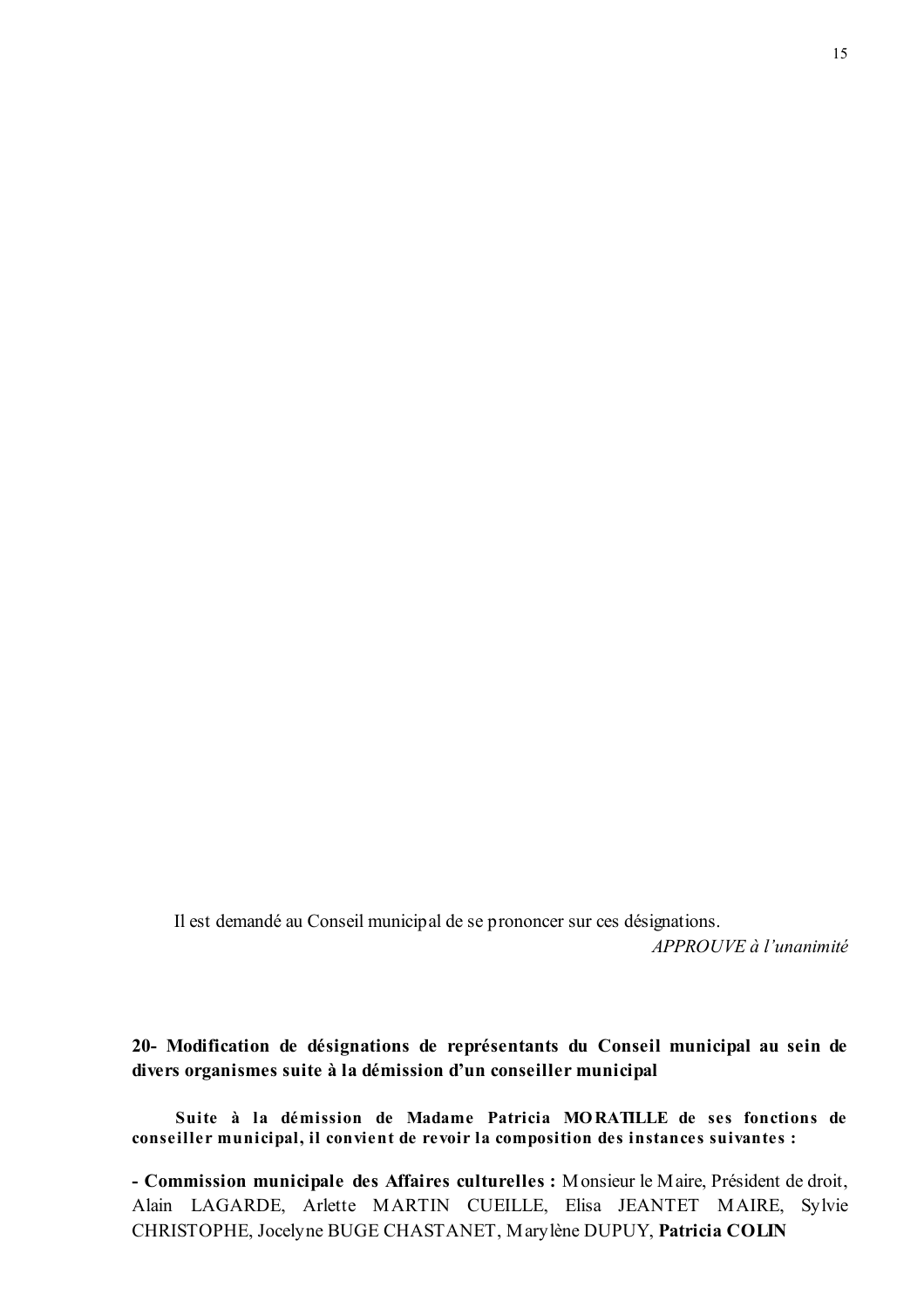Il est demandé au Conseil municipal de se prononcer sur ces désignations.

*APPROUVE à l'unanimité*

**20- Modification de désignations de représentants du Conseil municipal au sein de divers organismes suite à la démission d'un conseiller municipal**

**Suite à la démission de Madame Patricia MORATILLE de ses fonctions de conseiller municipal, il convient de revoir la composition des instances suivantes :**

**- Commission municipale des Affaires culturelles :** Monsieur le Maire, Président de droit, Alain LAGARDE, Arlette MARTIN CUEILLE, Elisa JEANTET MAIRE, Sylvie CHRISTOPHE, Jocelyne BUGE CHASTANET, Marylène DUPUY, **Patricia COLIN**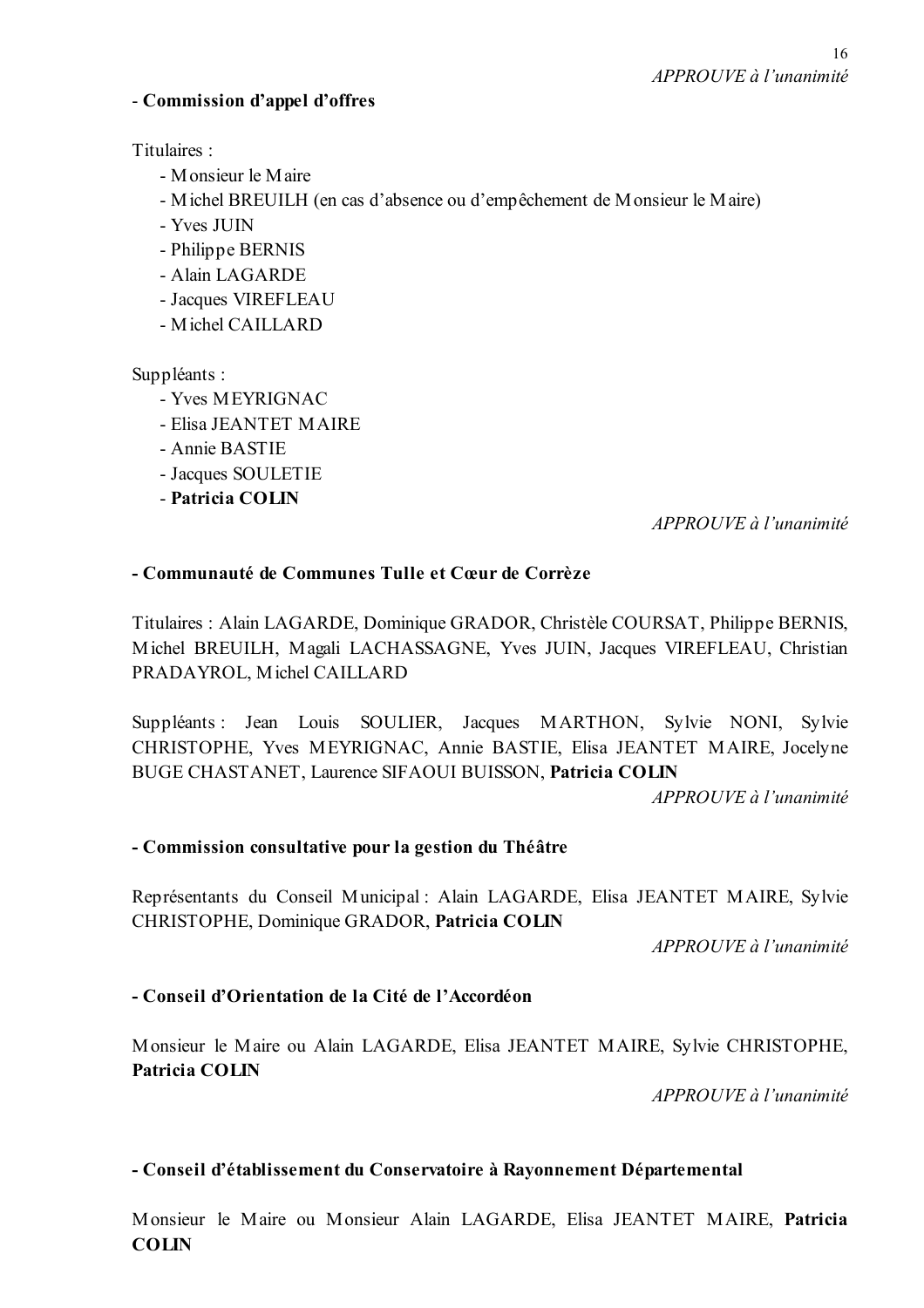*APPROUVE à l'unanimité*

- **Commission d'appel d'offres**

Titulaires :

- Monsieur le Maire
- Michel BREUILH (en cas d'absence ou d'empêchement de Monsieur le Maire)
- Yves JUIN
- Philippe BERNIS
- Alain LAGARDE
- Jacques VIREFLEAU
- Michel CAILLARD

Suppléants :

- Yves MEYRIGNAC
- Elisa JEANTET MAIRE
- Annie BASTIE
- Jacques SOULETIE
- **Patricia COLIN**

*APPROUVE à l'unanimité*

**- Communauté de Communes Tulle et Cœur de Corrèze**

Titulaires : Alain LAGARDE, Dominique GRADOR, Christèle COURSAT, Philippe BERNIS, Michel BREUILH, Magali LACHASSAGNE, Yves JUIN, Jacques VIREFLEAU, Christian PRADAYROL, Michel CAILLARD

Suppléants : Jean Louis SOULIER, Jacques MARTHON, Sylvie NONI, Sylvie CHRISTOPHE, Yves MEYRIGNAC, Annie BASTIE, Elisa JEANTET MAIRE, Jocelyne BUGE CHASTANET, Laurence SIFAOUI BUISSON, **Patricia COLIN**

*APPROUVE à l'unanimité*

**- Commission consultative pour la gestion du Théâtre**

Représentants du Conseil Municipal : Alain LAGARDE, Elisa JEANTET MAIRE, Sylvie CHRISTOPHE, Dominique GRADOR, **Patricia COLIN**

*APPROUVE à l'unanimité*

**- Conseil d'Orientation de la Cité de l'Accordéon**

Monsieur le Maire ou Alain LAGARDE, Elisa JEANTET MAIRE, Sylvie CHRISTOPHE, **Patricia COLIN**

*APPROUVE à l'unanimité*

**- Conseil d'établissement du Conservatoire à Rayonnement Départemental**

Monsieur le Maire ou Monsieur Alain LAGARDE, Elisa JEANTET MAIRE, **Patricia COLIN**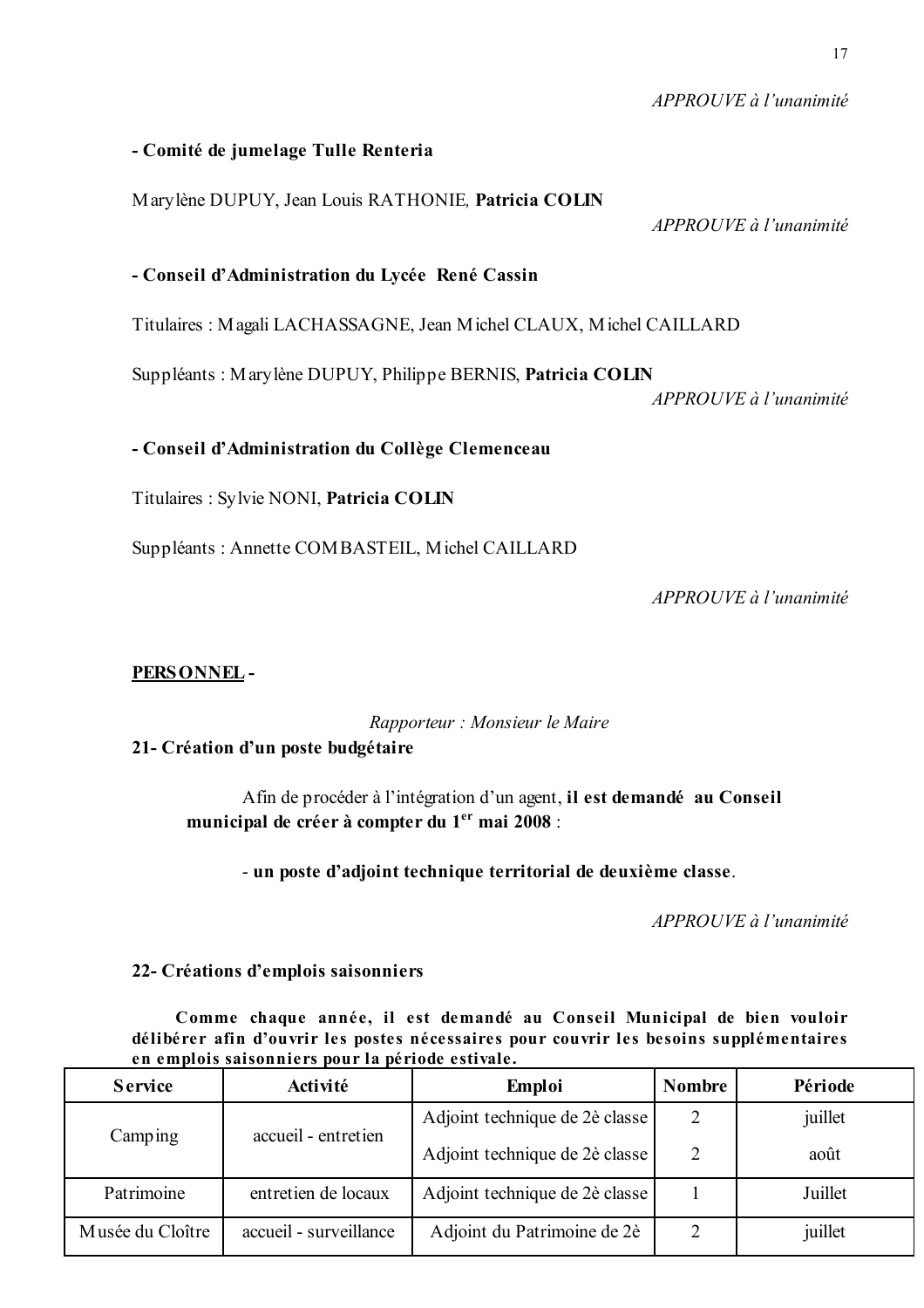*APPROUVE à l'unanimité*

**- Comité de jumelage Tulle Renteria**

Marylène DUPUY, Jean Louis RATHONIE, **Patricia COLIN**

*APPROUVE à l'unanimité*

**- Conseil d'Administration du Lycée René Cassin**

Titulaires : Magali LACHASSAGNE, Jean Michel CLAUX, Michel CAILLARD

Suppléants : Marylène DUPUY, Philippe BERNIS, **Patricia COLIN**

*APPROUVE à l'unanimité*

**- Conseil d'Administration du Collège Clemenceau**

Titulaires : Sylvie NONI, **Patricia COLIN**

Suppléants : Annette COMBASTEIL, Michel CAILLARD

*APPROUVE à l'unanimité*

**PERSONNEL -**

*Rapporteur : Monsieur le Maire*

**21- Création d'un poste budgétaire**

Afin de procéder à l'intégration d'un agent, **il est demandé au Conseil municipal de créer à compter du 1er mai 2008** :

- **un poste d'adjoint technique territorial de deuxième classe**.

*APPROUVE à l'unanimité*

**22- Créations d'emplois saisonniers**

**Comme chaque année, il est demandé au Conseil Municipal de bien vouloir délibérer afin d'ouvrir les postes nécessaires pour couvrir les besoins supplémentaires en emplois saisonniers pour la période estivale.**

| Service | Activité | Emploi | Nombre | Période |
|---|---|---|---|---|
| Camping | accueil - entretien | Adjoint technique de 2è classe | 2 | juillet |
| | | Adjoint technique de 2è classe | 2 | août |
| Patrimoine | entretien de locaux | Adjoint technique de 2è classe | 1 | Juillet |
| Musée du Cloître | accueil - surveillance | Adjoint du Patrimoine de 2è | 2 | juillet |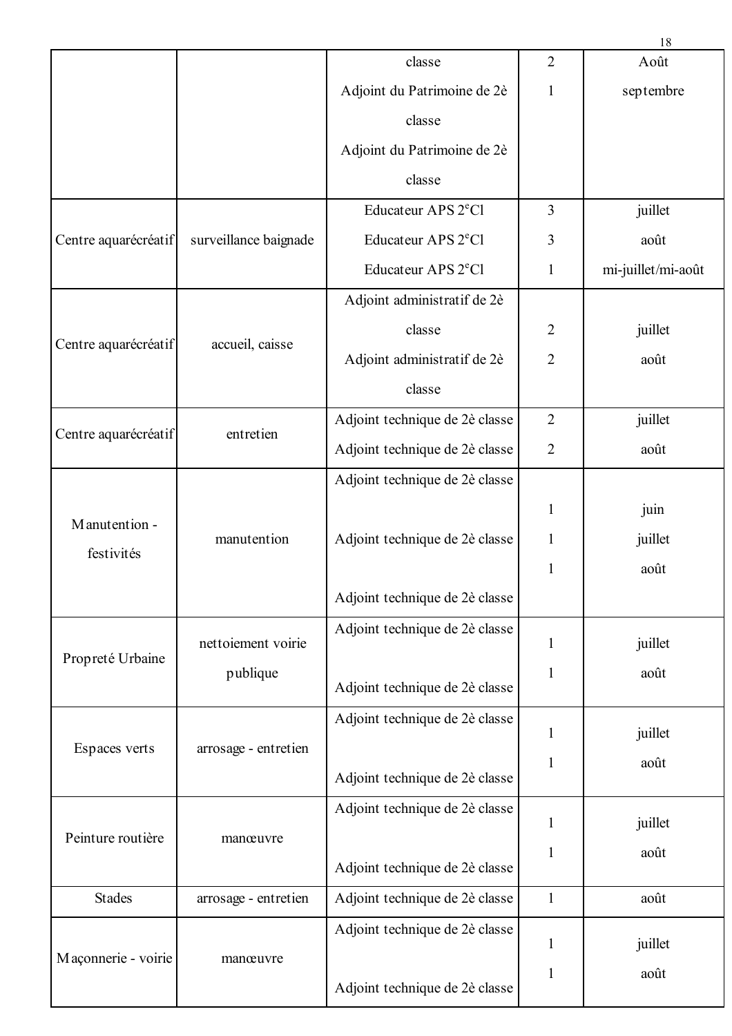| | | | | |
|---|---|---|---|---|
| | | classe<br>Adjoint du Patrimoine de 2è classe<br>Adjoint du Patrimoine de 2è classe | 2<br>1 | Août<br>septembre |
| Centre aquarécréatif | surveillance baignade | Educateur APS 2$^{e}$Cl<br>Educateur APS 2$^{e}$Cl<br>Educateur APS 2$^{e}$Cl | 3<br>3<br>1 | juillet<br>août<br>mi-juillet/mi-août |
| Centre aquarécréatif | accueil, caisse | Adjoint administratif de 2è classe<br>Adjoint administratif de 2è classe | 2<br>2 | juillet<br>août |
| Centre aquarécréatif | entretien | Adjoint technique de 2è classe<br>Adjoint technique de 2è classe | 2<br>2 | juillet<br>août |
| Manutention - festivités | manutention | Adjoint technique de 2è classe<br>Adjoint technique de 2è classe<br>Adjoint technique de 2è classe | 1<br>1<br>1 | juin<br>juillet<br>août |
| Propreté Urbaine | nettoiement voirie publique | Adjoint technique de 2è classe<br>Adjoint technique de 2è classe | 1<br>1 | juillet<br>août |
| Espaces verts | arrosage - entretien | Adjoint technique de 2è classe<br>Adjoint technique de 2è classe | 1<br>1 | juillet<br>août |
| Peinture routière | manœuvre | Adjoint technique de 2è classe<br>Adjoint technique de 2è classe | 1<br>1 | juillet<br>août |
| Stades | arrosage - entretien | Adjoint technique de 2è classe | 1 | août |
| Maçonnerie - voirie | manœuvre | Adjoint technique de 2è classe<br>Adjoint technique de 2è classe | 1<br>1 | juillet<br>août |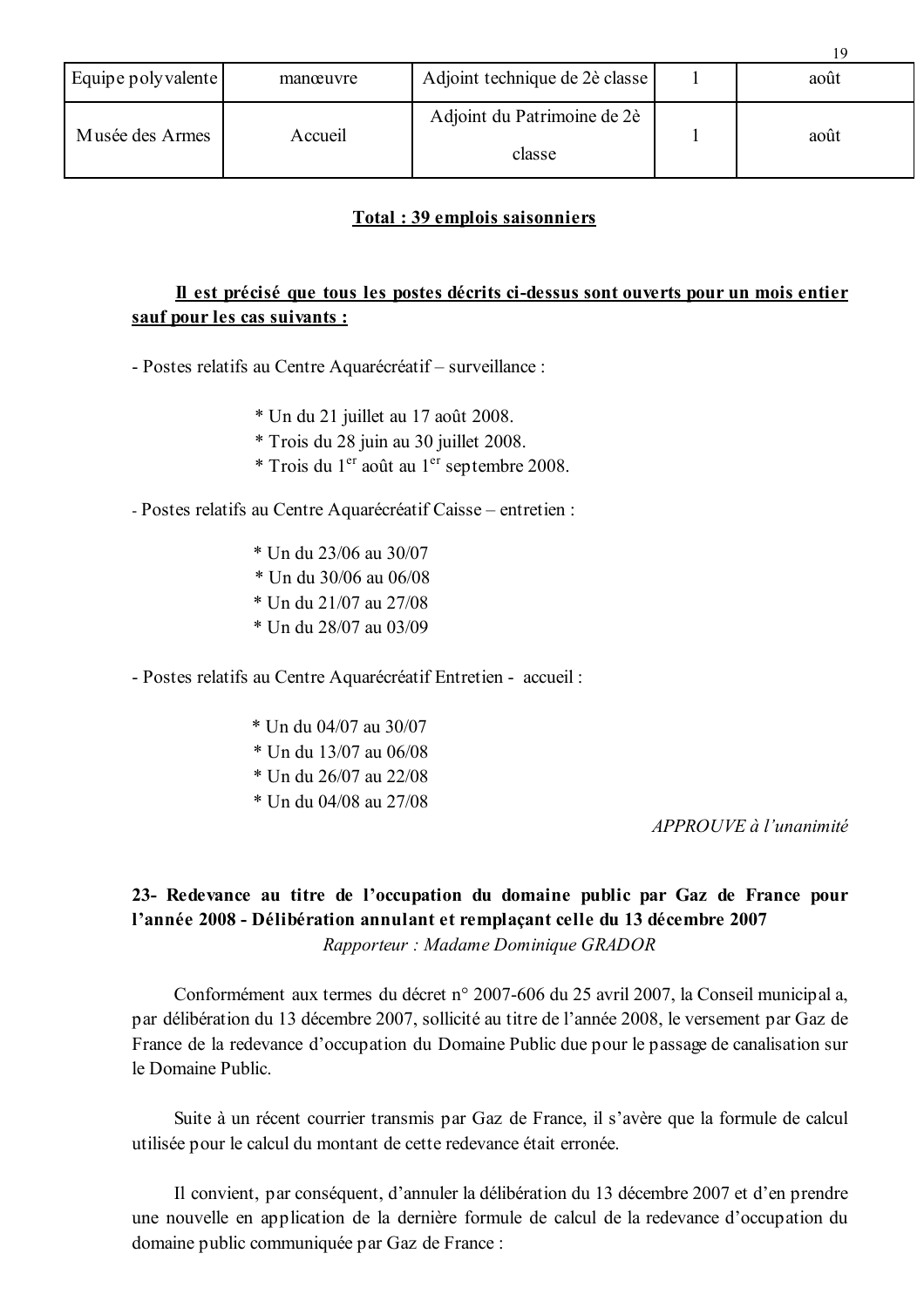| | | | | |
|---|---|---|---|---|
| Equipe polyvalente | manœuvre | Adjoint technique de 2è classe | 1 | août |
| Musée des Armes | Accueil | Adjoint du Patrimoine de 2è classe | 1 | août |

**<u>Total : 39 emplois saisonniers</u>**

**<u>Il est précisé que tous les postes décrits ci-dessus sont ouverts pour un mois entier sauf pour les cas suivants :</u>**

- Postes relatifs au Centre Aquarécréatif – surveillance :

    * Un du 21 juillet au 17 août 2008.
    * Trois du 28 juin au 30 juillet 2008.
    * Trois du 1er août au 1er septembre 2008.

- Postes relatifs au Centre Aquarécréatif Caisse – entretien :

    * Un du 23/06 au 30/07
    * Un du 30/06 au 06/08
    * Un du 21/07 au 27/08
    * Un du 28/07 au 03/09

- Postes relatifs au Centre Aquarécréatif Entretien - accueil :

    * Un du 04/07 au 30/07
    * Un du 13/07 au 06/08
    * Un du 26/07 au 22/08
    * Un du 04/08 au 27/08

*APPROUVE à l'unanimité*

**23- Redevance au titre de l'occupation du domaine public par Gaz de France pour l'année 2008 - Délibération annulant et remplaçant celle du 13 décembre 2007**

*Rapporteur : Madame Dominique GRADOR*

Conformément aux termes du décret n° 2007-606 du 25 avril 2007, la Conseil municipal a, par délibération du 13 décembre 2007, sollicité au titre de l'année 2008, le versement par Gaz de France de la redevance d'occupation du Domaine Public due pour le passage de canalisation sur le Domaine Public.

Suite à un récent courrier transmis par Gaz de France, il s'avère que la formule de calcul utilisée pour le calcul du montant de cette redevance était erronée.

Il convient, par conséquent, d'annuler la délibération du 13 décembre 2007 et d'en prendre une nouvelle en application de la dernière formule de calcul de la redevance d'occupation du domaine public communiquée par Gaz de France :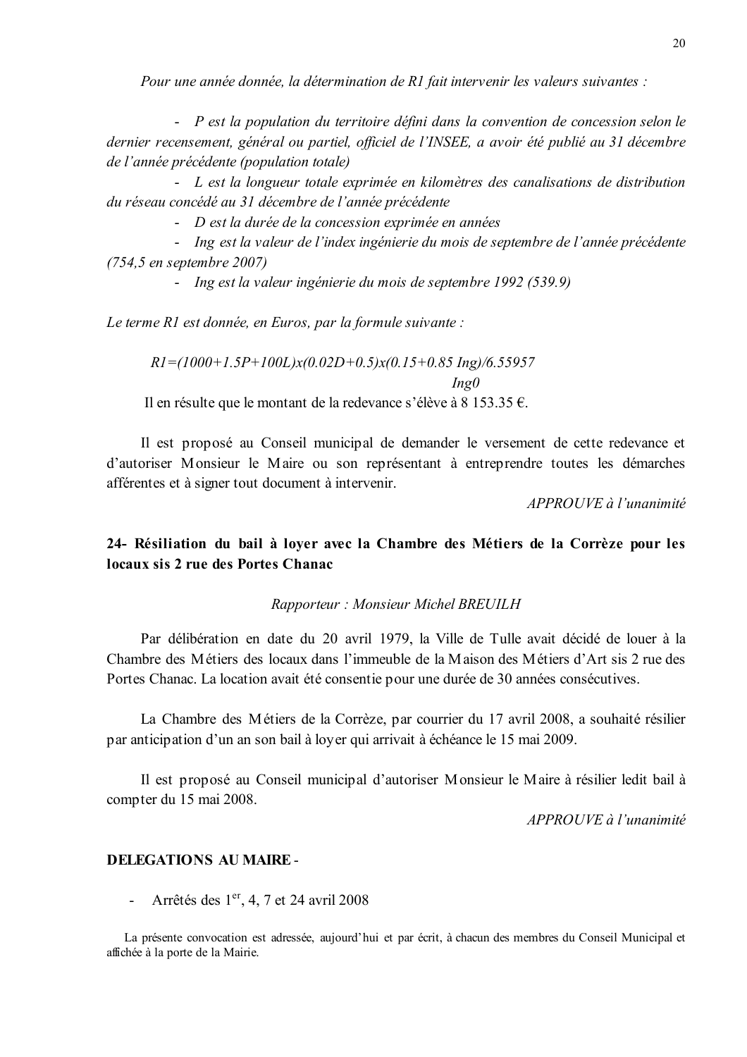*Pour une année donnée, la détermination de R1 fait intervenir les valeurs suivantes :*

- *P est la population du territoire défini dans la convention de concession selon le dernier recensement, général ou partiel, officiel de l'INSEE, a avoir été publié au 31 décembre de l'année précédente (population totale)*
- *L est la longueur totale exprimée en kilomètres des canalisations de distribution du réseau concédé au 31 décembre de l'année précédente*
- *D est la durée de la concession exprimée en années*
- *Ing est la valeur de l'index ingénierie du mois de septembre de l'année précédente (754,5 en septembre 2007)*
- *Ing est la valeur ingénierie du mois de septembre 1992 (539.9)*

*Le terme R1 est donnée, en Euros, par la formule suivante :*

$$R1=(1000+1.5P+100L)x(0.02D+0.5)x(0.15+0.85\ \frac{Ing}{Ing0})/6.55957$$

Il en résulte que le montant de la redevance s'élève à 8 153.35 €.

Il est proposé au Conseil municipal de demander le versement de cette redevance et d'autoriser Monsieur le Maire ou son représentant à entreprendre toutes les démarches afférentes et à signer tout document à intervenir.

*APPROUVE à l'unanimité*

## 24- Résiliation du bail à loyer avec la Chambre des Métiers de la Corrèze pour les locaux sis 2 rue des Portes Chanac

*Rapporteur : Monsieur Michel BREUILH*

Par délibération en date du 20 avril 1979, la Ville de Tulle avait décidé de louer à la Chambre des Métiers des locaux dans l'immeuble de la Maison des Métiers d'Art sis 2 rue des Portes Chanac. La location avait été consentie pour une durée de 30 années consécutives.

La Chambre des Métiers de la Corrèze, par courrier du 17 avril 2008, a souhaité résilier par anticipation d'un an son bail à loyer qui arrivait à échéance le 15 mai 2009.

Il est proposé au Conseil municipal d'autoriser Monsieur le Maire à résilier ledit bail à compter du 15 mai 2008.

*APPROUVE à l'unanimité*

**DELEGATIONS AU MAIRE** -

- Arrêtés des 1er, 4, 7 et 24 avril 2008

La présente convocation est adressée, aujourd'hui et par écrit, à chacun des membres du Conseil Municipal et affichée à la porte de la Mairie.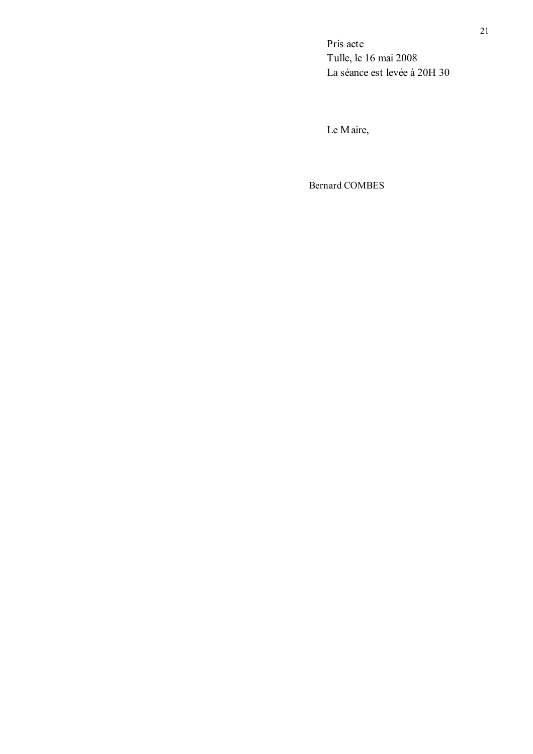Pris acte
Tulle, le 16 mai 2008
La séance est levée à 20H 30

Le Maire,

Bernard COMBES